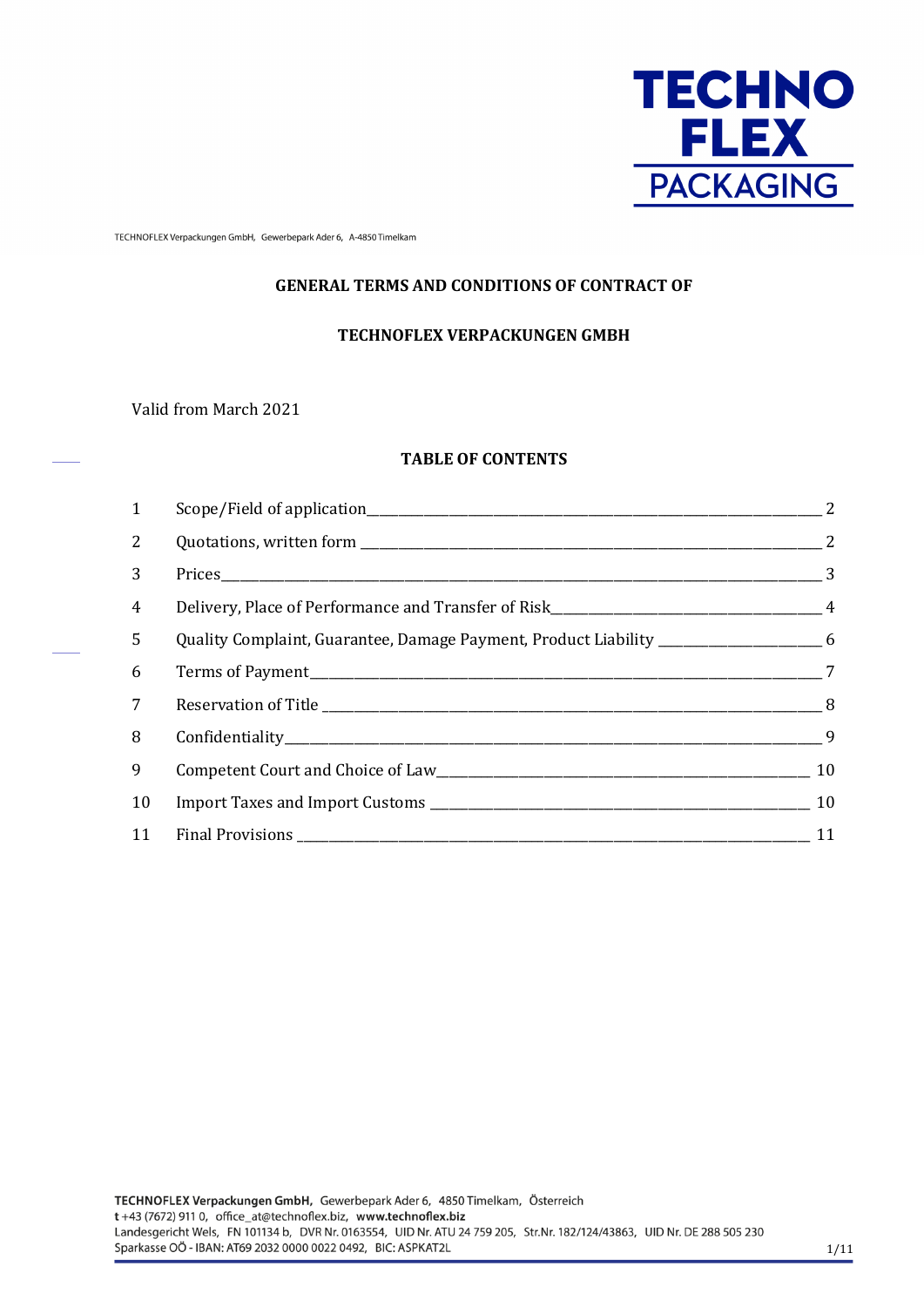TECHNOFLEX Verpackungen GmbH, Gewerbepark Ader 6, A-4850 Timelkam

# GENERAL TERMS AND CONDITIONS OF CONTRACT OF

# TECHNOFLEX VERPACKUNGEN GMBH

Valid from March 2021

## TABLE OF CONTENTS

| | | |
|---|---|---|
| 1 | Scope/Field of application | 2 |
| 2 | Quotations, written form | 2 |
| 3 | Prices | 3 |
| 4 | Delivery, Place of Performance and Transfer of Risk | 4 |
| 5 | Quality Complaint, Guarantee, Damage Payment, Product Liability | 6 |
| 6 | Terms of Payment | 7 |
| 7 | Reservation of Title | 8 |
| 8 | Confidentiality | 9 |
| 9 | Competent Court and Choice of Law | 10 |
| 10 | Import Taxes and Import Customs | 10 |
| 11 | Final Provisions | 11 |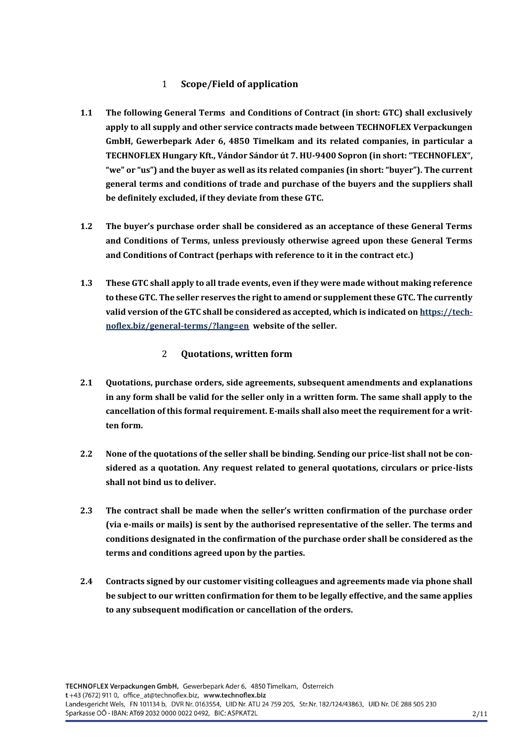## 1 Scope/Field of application

**1.1** **The following General Terms and Conditions of Contract (in short: GTC) shall exclusively apply to all supply and other service contracts made between TECHNOFLEX Verpackungen GmbH, Gewerbepark Ader 6, 4850 Timelkam and its related companies, in particular a TECHNOFLEX Hungary Kft., Vándor Sándor út 7. HU-9400 Sopron (in short: "TECHNOFLEX", "we" or "us") and the buyer as well as its related companies (in short: "buyer"). The current general terms and conditions of trade and purchase of the buyers and the suppliers shall be definitely excluded, if they deviate from these GTC.**

**1.2** **The buyer's purchase order shall be considered as an acceptance of these General Terms and Conditions of Terms, unless previously otherwise agreed upon these General Terms and Conditions of Contract (perhaps with reference to it in the contract etc.)**

**1.3** **These GTC shall apply to all trade events, even if they were made without making reference to these GTC. The seller reserves the right to amend or supplement these GTC. The currently valid version of the GTC shall be considered as accepted, which is indicated on [https://technoflex.biz/general-terms/?lang=en](https://technoflex.biz/general-terms/?lang=en) website of the seller.**

## 2 Quotations, written form

**2.1** **Quotations, purchase orders, side agreements, subsequent amendments and explanations in any form shall be valid for the seller only in a written form. The same shall apply to the cancellation of this formal requirement. E-mails shall also meet the requirement for a written form.**

**2.2** **None of the quotations of the seller shall be binding. Sending our price-list shall not be considered as a quotation. Any request related to general quotations, circulars or price-lists shall not bind us to deliver.**

**2.3** **The contract shall be made when the seller's written confirmation of the purchase order (via e-mails or mails) is sent by the authorised representative of the seller. The terms and conditions designated in the confirmation of the purchase order shall be considered as the terms and conditions agreed upon by the parties.**

**2.4** **Contracts signed by our customer visiting colleagues and agreements made via phone shall be subject to our written confirmation for them to be legally effective, and the same applies to any subsequent modification or cancellation of the orders.**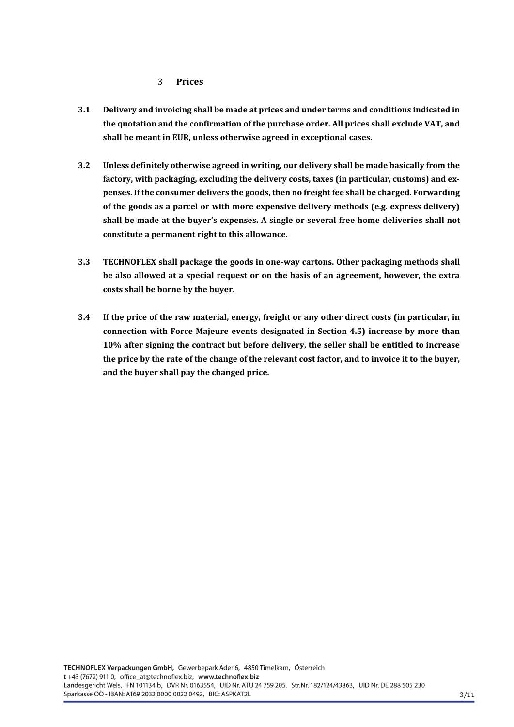## 3 Prices

**3.1 Delivery and invoicing shall be made at prices and under terms and conditions indicated in the quotation and the confirmation of the purchase order. All prices shall exclude VAT, and shall be meant in EUR, unless otherwise agreed in exceptional cases.**

**3.2 Unless definitely otherwise agreed in writing, our delivery shall be made basically from the factory, with packaging, excluding the delivery costs, taxes (in particular, customs) and expenses. If the consumer delivers the goods, then no freight fee shall be charged. Forwarding of the goods as a parcel or with more expensive delivery methods (e.g. express delivery) shall be made at the buyer's expenses. A single or several free home deliveries shall not constitute a permanent right to this allowance.**

**3.3 TECHNOFLEX shall package the goods in one-way cartons. Other packaging methods shall be also allowed at a special request or on the basis of an agreement, however, the extra costs shall be borne by the buyer.**

**3.4 If the price of the raw material, energy, freight or any other direct costs (in particular, in connection with Force Majeure events designated in Section 4.5) increase by more than 10% after signing the contract but before delivery, the seller shall be entitled to increase the price by the rate of the change of the relevant cost factor, and to invoice it to the buyer, and the buyer shall pay the changed price.**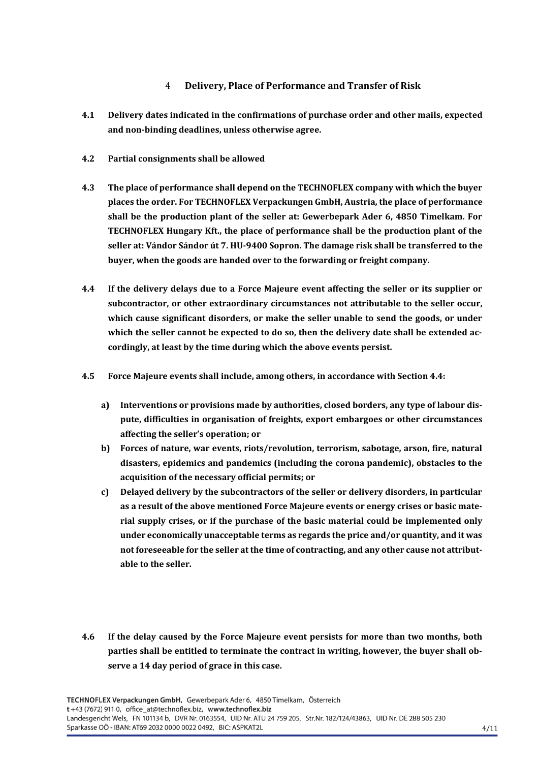## 4 Delivery, Place of Performance and Transfer of Risk

**4.1 Delivery dates indicated in the confirmations of purchase order and other mails, expected and non-binding deadlines, unless otherwise agree.**

**4.2 Partial consignments shall be allowed**

**4.3 The place of performance shall depend on the TECHNOFLEX company with which the buyer places the order. For TECHNOFLEX Verpackungen GmbH, Austria, the place of performance shall be the production plant of the seller at: Gewerbepark Ader 6, 4850 Timelkam. For TECHNOFLEX Hungary Kft., the place of performance shall be the production plant of the seller at: Vándor Sándor út 7. HU-9400 Sopron. The damage risk shall be transferred to the buyer, when the goods are handed over to the forwarding or freight company.**

**4.4 If the delivery delays due to a Force Majeure event affecting the seller or its supplier or subcontractor, or other extraordinary circumstances not attributable to the seller occur, which cause significant disorders, or make the seller unable to send the goods, or under which the seller cannot be expected to do so, then the delivery date shall be extended accordingly, at least by the time during which the above events persist.**

**4.5 Force Majeure events shall include, among others, in accordance with Section 4.4:**

**a) Interventions or provisions made by authorities, closed borders, any type of labour dispute, difficulties in organisation of freights, export embargoes or other circumstances affecting the seller's operation; or**

**b) Forces of nature, war events, riots/revolution, terrorism, sabotage, arson, fire, natural disasters, epidemics and pandemics (including the corona pandemic), obstacles to the acquisition of the necessary official permits; or**

**c) Delayed delivery by the subcontractors of the seller or delivery disorders, in particular as a result of the above mentioned Force Majeure events or energy crises or basic material supply crises, or if the purchase of the basic material could be implemented only under economically unacceptable terms as regards the price and/or quantity, and it was not foreseeable for the seller at the time of contracting, and any other cause not attributable to the seller.**

**4.6 If the delay caused by the Force Majeure event persists for more than two months, both parties shall be entitled to terminate the contract in writing, however, the buyer shall observe a 14 day period of grace in this case.**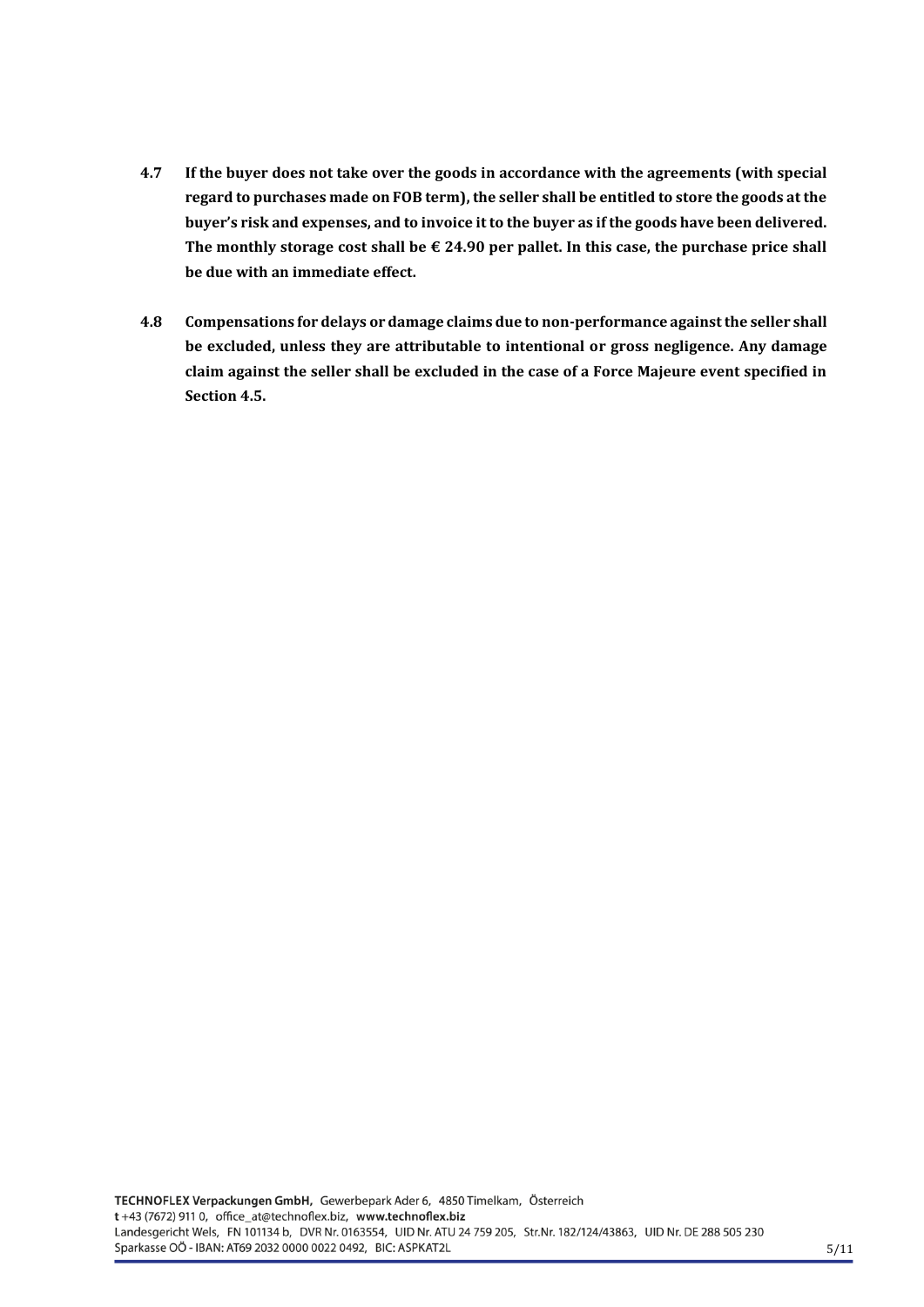**4.7 If the buyer does not take over the goods in accordance with the agreements (with special regard to purchases made on FOB term), the seller shall be entitled to store the goods at the buyer's risk and expenses, and to invoice it to the buyer as if the goods have been delivered. The monthly storage cost shall be € 24.90 per pallet. In this case, the purchase price shall be due with an immediate effect.**

**4.8 Compensations for delays or damage claims due to non-performance against the seller shall be excluded, unless they are attributable to intentional or gross negligence. Any damage claim against the seller shall be excluded in the case of a Force Majeure event specified in Section 4.5.**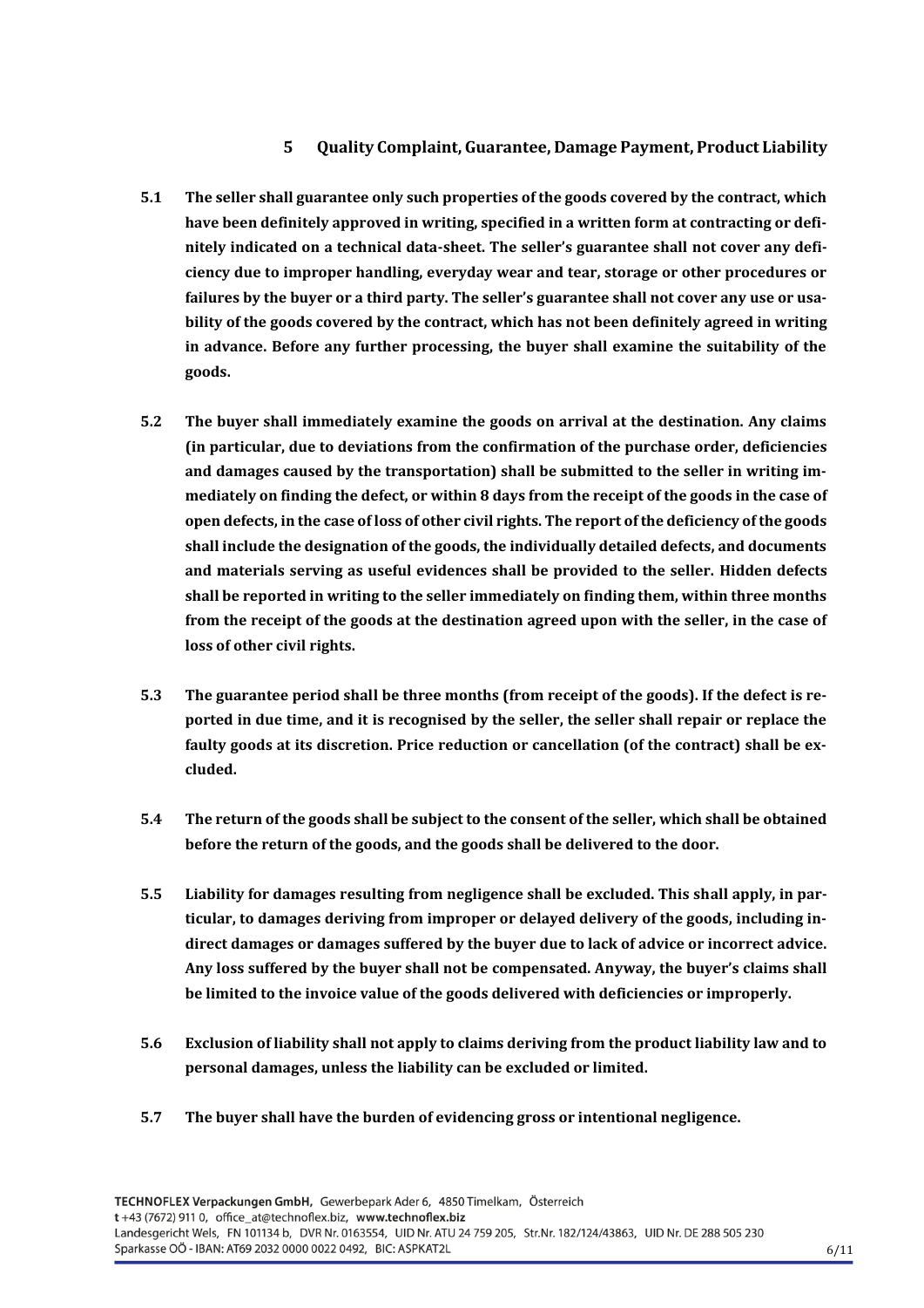## 5 Quality Complaint, Guarantee, Damage Payment, Product Liability

**5.1 The seller shall guarantee only such properties of the goods covered by the contract, which have been definitely approved in writing, specified in a written form at contracting or definitely indicated on a technical data-sheet. The seller's guarantee shall not cover any deficiency due to improper handling, everyday wear and tear, storage or other procedures or failures by the buyer or a third party. The seller's guarantee shall not cover any use or usability of the goods covered by the contract, which has not been definitely agreed in writing in advance. Before any further processing, the buyer shall examine the suitability of the goods.**

**5.2 The buyer shall immediately examine the goods on arrival at the destination. Any claims (in particular, due to deviations from the confirmation of the purchase order, deficiencies and damages caused by the transportation) shall be submitted to the seller in writing immediately on finding the defect, or within 8 days from the receipt of the goods in the case of open defects, in the case of loss of other civil rights. The report of the deficiency of the goods shall include the designation of the goods, the individually detailed defects, and documents and materials serving as useful evidences shall be provided to the seller. Hidden defects shall be reported in writing to the seller immediately on finding them, within three months from the receipt of the goods at the destination agreed upon with the seller, in the case of loss of other civil rights.**

**5.3 The guarantee period shall be three months (from receipt of the goods). If the defect is reported in due time, and it is recognised by the seller, the seller shall repair or replace the faulty goods at its discretion. Price reduction or cancellation (of the contract) shall be excluded.**

**5.4 The return of the goods shall be subject to the consent of the seller, which shall be obtained before the return of the goods, and the goods shall be delivered to the door.**

**5.5 Liability for damages resulting from negligence shall be excluded. This shall apply, in particular, to damages deriving from improper or delayed delivery of the goods, including indirect damages or damages suffered by the buyer due to lack of advice or incorrect advice. Any loss suffered by the buyer shall not be compensated. Anyway, the buyer's claims shall be limited to the invoice value of the goods delivered with deficiencies or improperly.**

**5.6 Exclusion of liability shall not apply to claims deriving from the product liability law and to personal damages, unless the liability can be excluded or limited.**

**5.7 The buyer shall have the burden of evidencing gross or intentional negligence.**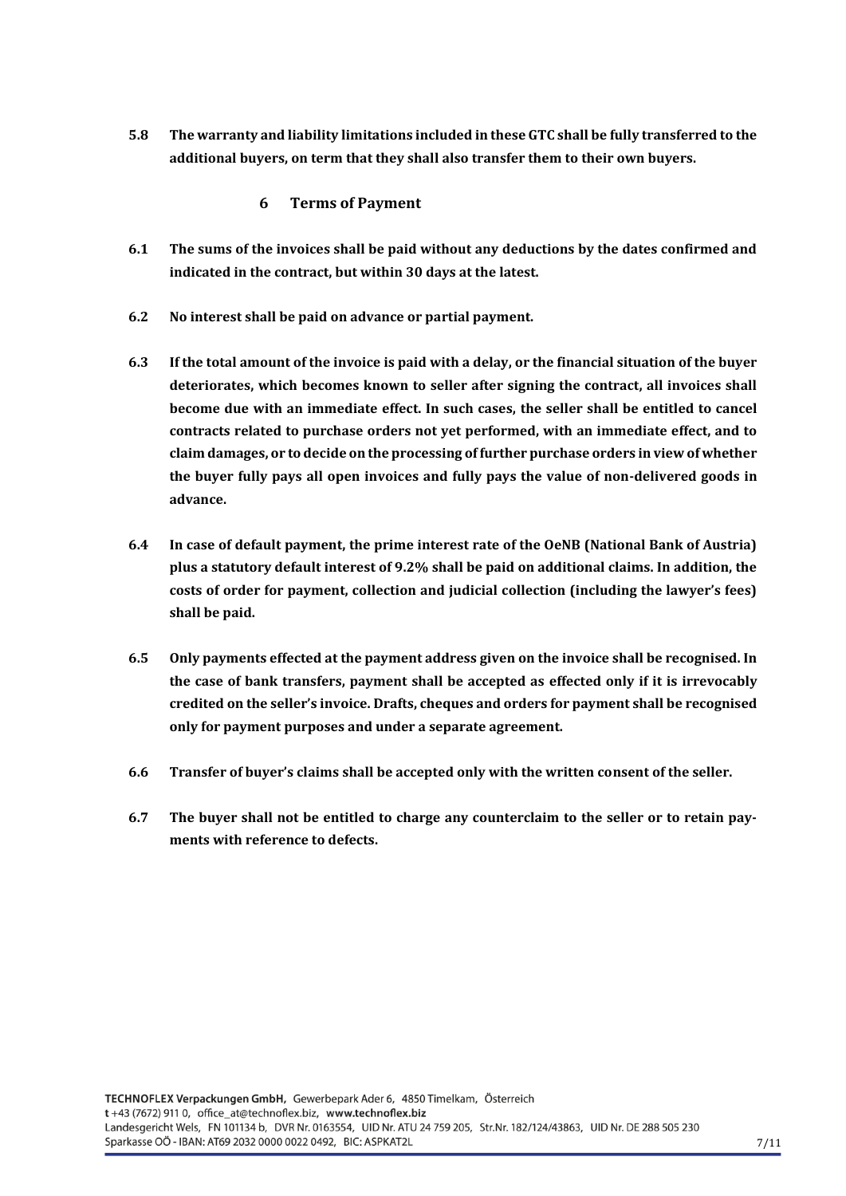**5.8 The warranty and liability limitations included in these GTC shall be fully transferred to the additional buyers, on term that they shall also transfer them to their own buyers.**

## 6 Terms of Payment

**6.1 The sums of the invoices shall be paid without any deductions by the dates confirmed and indicated in the contract, but within 30 days at the latest.**

**6.2 No interest shall be paid on advance or partial payment.**

**6.3 If the total amount of the invoice is paid with a delay, or the financial situation of the buyer deteriorates, which becomes known to seller after signing the contract, all invoices shall become due with an immediate effect. In such cases, the seller shall be entitled to cancel contracts related to purchase orders not yet performed, with an immediate effect, and to claim damages, or to decide on the processing of further purchase orders in view of whether the buyer fully pays all open invoices and fully pays the value of non-delivered goods in advance.**

**6.4 In case of default payment, the prime interest rate of the OeNB (National Bank of Austria) plus a statutory default interest of 9.2% shall be paid on additional claims. In addition, the costs of order for payment, collection and judicial collection (including the lawyer's fees) shall be paid.**

**6.5 Only payments effected at the payment address given on the invoice shall be recognised. In the case of bank transfers, payment shall be accepted as effected only if it is irrevocably credited on the seller's invoice. Drafts, cheques and orders for payment shall be recognised only for payment purposes and under a separate agreement.**

**6.6 Transfer of buyer's claims shall be accepted only with the written consent of the seller.**

**6.7 The buyer shall not be entitled to charge any counterclaim to the seller or to retain payments with reference to defects.**

**TECHNOFLEX Verpackungen GmbH,** Gewerbepark Ader 6, 4850 Timelkam, Österreich
t +43 (7672) 911 0, office_at@technoflex.biz, **www.technoflex.biz**
Landesgericht Wels, FN 101134 b, DVR Nr. 0163554, UID Nr. ATU 24 759 205, Str.Nr. 182/124/43863, UID Nr. DE 288 505 230
Sparkasse OÖ - IBAN: AT69 2032 0000 0022 0492, BIC: ASPKAT2L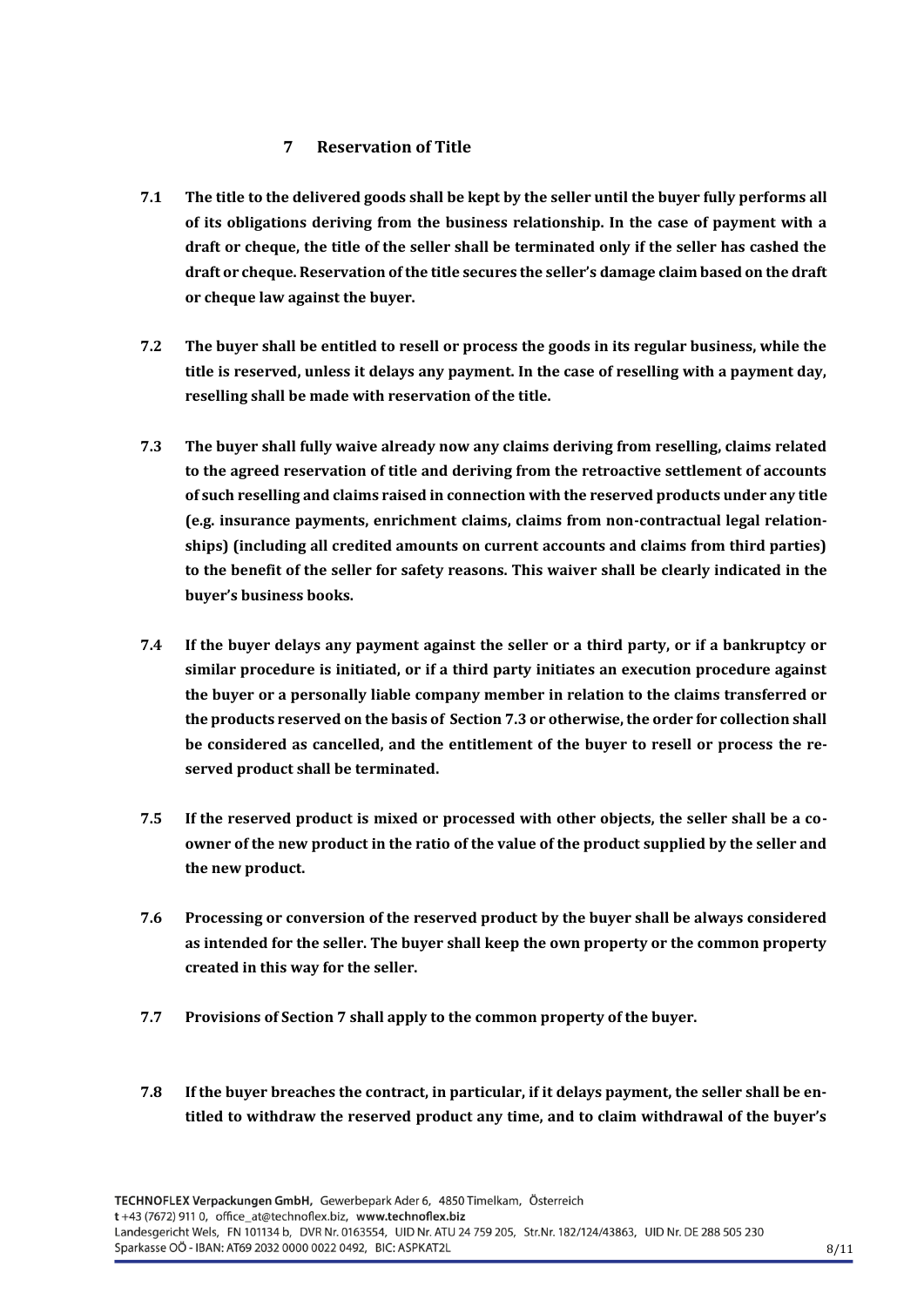## 7 Reservation of Title

**7.1 The title to the delivered goods shall be kept by the seller until the buyer fully performs all of its obligations deriving from the business relationship. In the case of payment with a draft or cheque, the title of the seller shall be terminated only if the seller has cashed the draft or cheque. Reservation of the title secures the seller's damage claim based on the draft or cheque law against the buyer.**

**7.2 The buyer shall be entitled to resell or process the goods in its regular business, while the title is reserved, unless it delays any payment. In the case of reselling with a payment day, reselling shall be made with reservation of the title.**

**7.3 The buyer shall fully waive already now any claims deriving from reselling, claims related to the agreed reservation of title and deriving from the retroactive settlement of accounts of such reselling and claims raised in connection with the reserved products under any title (e.g. insurance payments, enrichment claims, claims from non-contractual legal relationships) (including all credited amounts on current accounts and claims from third parties) to the benefit of the seller for safety reasons. This waiver shall be clearly indicated in the buyer's business books.**

**7.4 If the buyer delays any payment against the seller or a third party, or if a bankruptcy or similar procedure is initiated, or if a third party initiates an execution procedure against the buyer or a personally liable company member in relation to the claims transferred or the products reserved on the basis of Section 7.3 or otherwise, the order for collection shall be considered as cancelled, and the entitlement of the buyer to resell or process the reserved product shall be terminated.**

**7.5 If the reserved product is mixed or processed with other objects, the seller shall be a co-owner of the new product in the ratio of the value of the product supplied by the seller and the new product.**

**7.6 Processing or conversion of the reserved product by the buyer shall be always considered as intended for the seller. The buyer shall keep the own property or the common property created in this way for the seller.**

**7.7 Provisions of Section 7 shall apply to the common property of the buyer.**

**7.8 If the buyer breaches the contract, in particular, if it delays payment, the seller shall be entitled to withdraw the reserved product any time, and to claim withdrawal of the buyer's**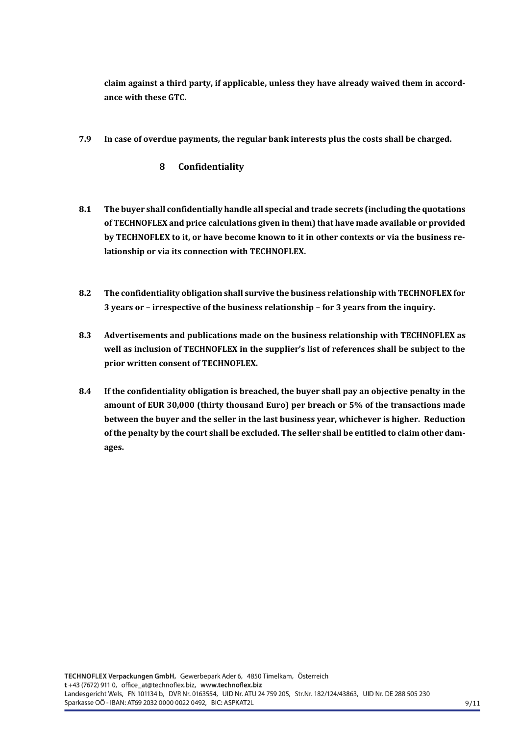**claim against a third party, if applicable, unless they have already waived them in accordance with these GTC.**

**7.9 In case of overdue payments, the regular bank interests plus the costs shall be charged.**

## 8 Confidentiality

**8.1 The buyer shall confidentially handle all special and trade secrets (including the quotations of TECHNOFLEX and price calculations given in them) that have made available or provided by TECHNOFLEX to it, or have become known to it in other contexts or via the business relationship or via its connection with TECHNOFLEX.**

**8.2 The confidentiality obligation shall survive the business relationship with TECHNOFLEX for 3 years or – irrespective of the business relationship – for 3 years from the inquiry.**

**8.3 Advertisements and publications made on the business relationship with TECHNOFLEX as well as inclusion of TECHNOFLEX in the supplier's list of references shall be subject to the prior written consent of TECHNOFLEX.**

**8.4 If the confidentiality obligation is breached, the buyer shall pay an objective penalty in the amount of EUR 30,000 (thirty thousand Euro) per breach or 5% of the transactions made between the buyer and the seller in the last business year, whichever is higher. Reduction of the penalty by the court shall be excluded. The seller shall be entitled to claim other damages.**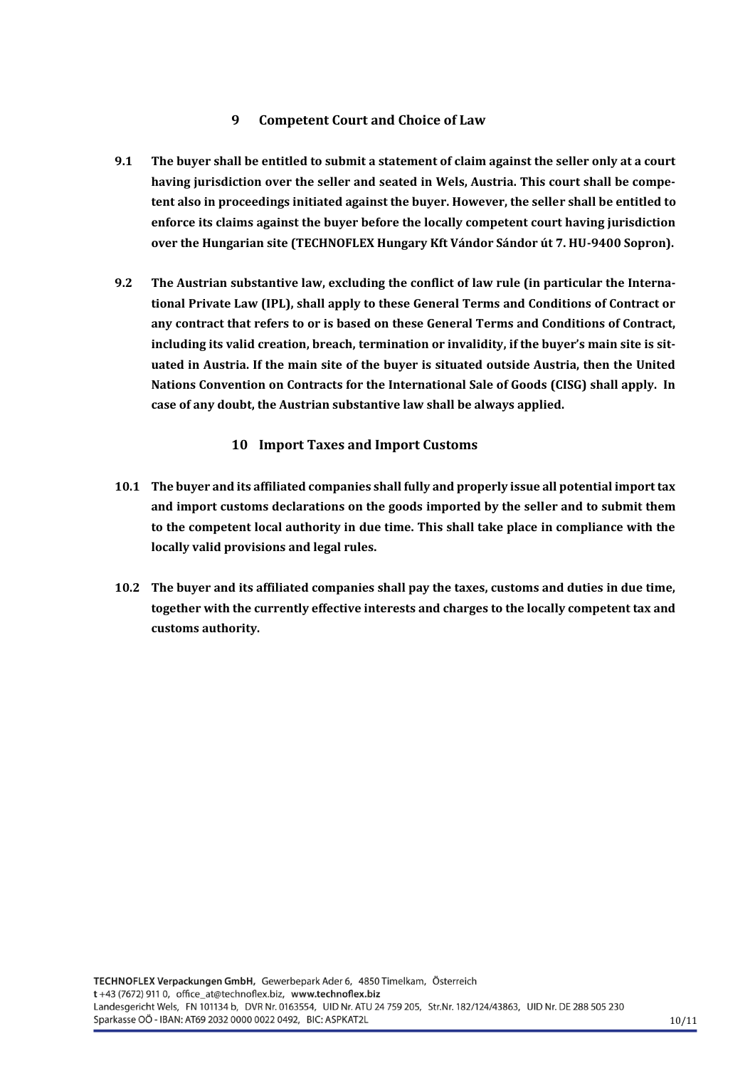## 9 Competent Court and Choice of Law

**9.1 The buyer shall be entitled to submit a statement of claim against the seller only at a court having jurisdiction over the seller and seated in Wels, Austria. This court shall be competent also in proceedings initiated against the buyer. However, the seller shall be entitled to enforce its claims against the buyer before the locally competent court having jurisdiction over the Hungarian site (TECHNOFLEX Hungary Kft Vándor Sándor út 7. HU-9400 Sopron).**

**9.2 The Austrian substantive law, excluding the conflict of law rule (in particular the International Private Law (IPL), shall apply to these General Terms and Conditions of Contract or any contract that refers to or is based on these General Terms and Conditions of Contract, including its valid creation, breach, termination or invalidity, if the buyer's main site is situated in Austria. If the main site of the buyer is situated outside Austria, then the United Nations Convention on Contracts for the International Sale of Goods (CISG) shall apply. In case of any doubt, the Austrian substantive law shall be always applied.**

## 10 Import Taxes and Import Customs

**10.1 The buyer and its affiliated companies shall fully and properly issue all potential import tax and import customs declarations on the goods imported by the seller and to submit them to the competent local authority in due time. This shall take place in compliance with the locally valid provisions and legal rules.**

**10.2 The buyer and its affiliated companies shall pay the taxes, customs and duties in due time, together with the currently effective interests and charges to the locally competent tax and customs authority.**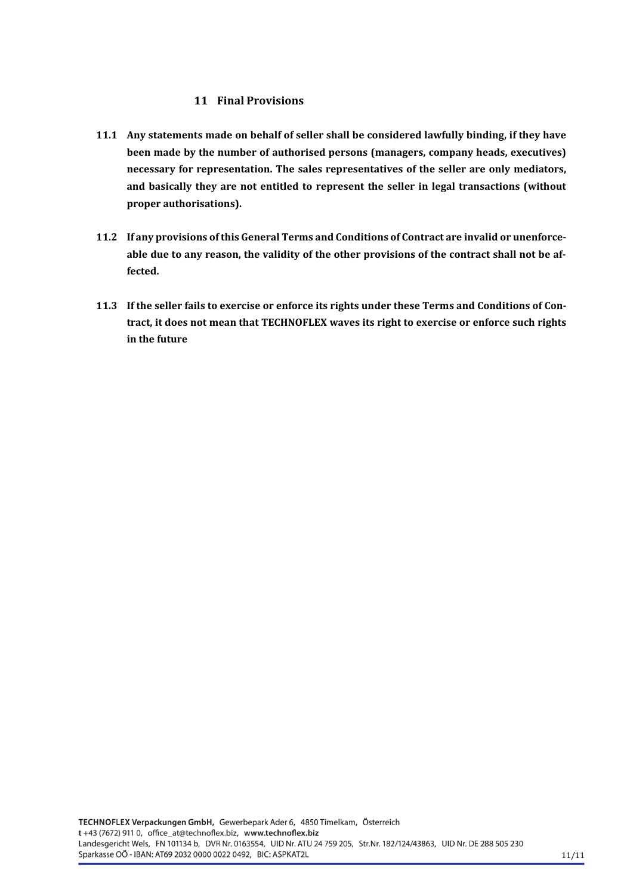## 11 Final Provisions

**11.1 Any statements made on behalf of seller shall be considered lawfully binding, if they have been made by the number of authorised persons (managers, company heads, executives) necessary for representation. The sales representatives of the seller are only mediators, and basically they are not entitled to represent the seller in legal transactions (without proper authorisations).**

**11.2 If any provisions of this General Terms and Conditions of Contract are invalid or unenforceable due to any reason, the validity of the other provisions of the contract shall not be affected.**

**11.3 If the seller fails to exercise or enforce its rights under these Terms and Conditions of Contract, it does not mean that TECHNOFLEX waves its right to exercise or enforce such rights in the future**